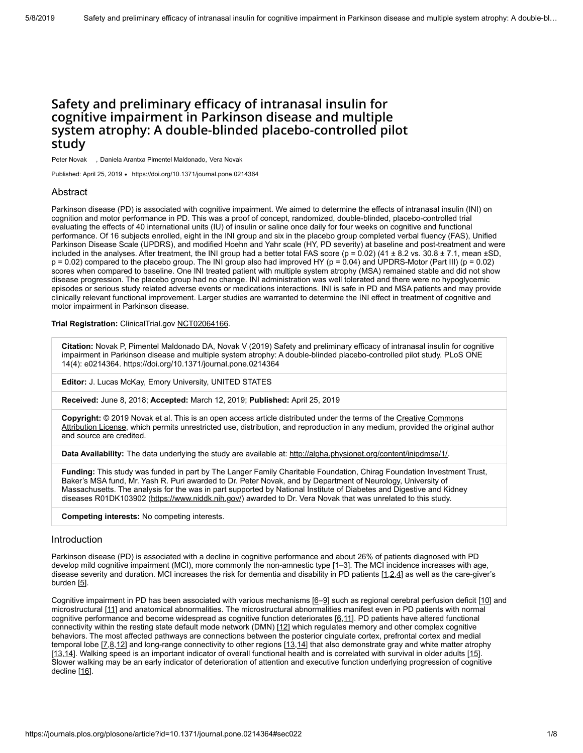# Safety and preliminary efficacy of intranasal insulin for cognitive impairment in Parkinson disease and multiple system atrophy: A double-blinded placebo-controlled pilot study

Peter Novak, Daniela Arantxa Pimentel Maldonado, Vera Novak

Published: April 25, 2019 • https://doi.org/10.1371/journal.pone.0214364

## Abstract

Parkinson disease (PD) is associated with cognitive impairment. We aimed to determine the effects of intranasal insulin (INI) on cognition and motor performance in PD. This was a proof of concept, randomized, double-blinded, placebo-controlled trial evaluating the effects of 40 international units (IU) of insulin or saline once daily for four weeks on cognitive and functional performance. Of 16 subjects enrolled, eight in the INI group and six in the placebo group completed verbal fluency (FAS), Unified Parkinson Disease Scale (UPDRS), and modified Hoehn and Yahr scale (HY, PD severity) at baseline and post-treatment and were included in the analyses. After treatment, the INI group had a better total FAS score ($p = 0.02$) (41 ± 8.2 vs. 30.8 ± 7.1, mean ±SD, $p = 0.02$) compared to the placebo group. The INI group also had improved HY ($p = 0.04$) and UPDRS-Motor (Part III) ($p = 0.02$) scores when compared to baseline. One INI treated patient with multiple system atrophy (MSA) remained stable and did not show disease progression. The placebo group had no change. INI administration was well tolerated and there were no hypoglycemic episodes or serious study related adverse events or medications interactions. INI is safe in PD and MSA patients and may provide clinically relevant functional improvement. Larger studies are warranted to determine the INI effect in treatment of cognitive and motor impairment in Parkinson disease.

**Trial Registration:** ClinicalTrial.gov NCT02064166.

**Citation:** Novak P, Pimentel Maldonado DA, Novak V (2019) Safety and preliminary efficacy of intranasal insulin for cognitive impairment in Parkinson disease and multiple system atrophy: A double-blinded placebo-controlled pilot study. PLoS ONE 14(4): e0214364. https://doi.org/10.1371/journal.pone.0214364

**Editor:** J. Lucas McKay, Emory University, UNITED STATES

**Received:** June 8, 2018; **Accepted:** March 12, 2019; **Published:** April 25, 2019

**Copyright:** © 2019 Novak et al. This is an open access article distributed under the terms of the Creative Commons Attribution License, which permits unrestricted use, distribution, and reproduction in any medium, provided the original author and source are credited.

**Data Availability:** The data underlying the study are available at: http://alpha.physionet.org/content/inipdmsa/1/.

**Funding:** This study was funded in part by The Langer Family Charitable Foundation, Chirag Foundation Investment Trust, Baker's MSA fund, Mr. Yash R. Puri awarded to Dr. Peter Novak, and by Department of Neurology, University of Massachusetts. The analysis for the was in part supported by National Institute of Diabetes and Digestive and Kidney diseases R01DK103902 (https://www.niddk.nih.gov/) awarded to Dr. Vera Novak that was unrelated to this study.

**Competing interests:** No competing interests.

## Introduction

Parkinson disease (PD) is associated with a decline in cognitive performance and about 26% of patients diagnosed with PD develop mild cognitive impairment (MCI), more commonly the non-amnestic type [1–3]. The MCI incidence increases with age, disease severity and duration. MCI increases the risk for dementia and disability in PD patients [1,2,4] as well as the care-giver's burden [5].

Cognitive impairment in PD has been associated with various mechanisms [6–9] such as regional cerebral perfusion deficit [10] and microstructural [11] and anatomical abnormalities. The microstructural abnormalities manifest even in PD patients with normal cognitive performance and become widespread as cognitive function deteriorates [6,11]. PD patients have altered functional connectivity within the resting state default mode network (DMN) [12] which regulates memory and other complex cognitive behaviors. The most affected pathways are connections between the posterior cingulate cortex, prefrontal cortex and medial temporal lobe [7,8,12] and long-range connectivity to other regions [13,14] that also demonstrate gray and white matter atrophy [13,14]. Walking speed is an important indicator of overall functional health and is correlated with survival in older adults [15]. Slower walking may be an early indicator of deterioration of attention and executive function underlying progression of cognitive decline [16].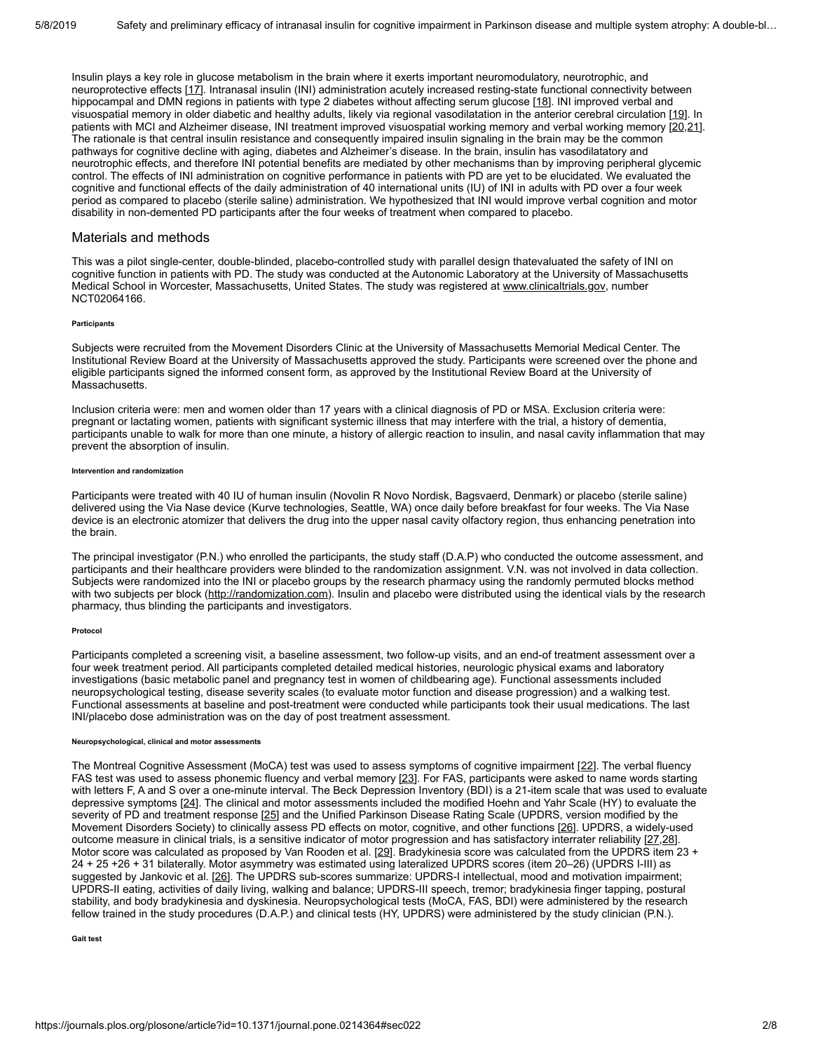Insulin plays a key role in glucose metabolism in the brain where it exerts important neuromodulatory, neurotrophic, and neuroprotective effects [17]. Intranasal insulin (INI) administration acutely increased resting-state functional connectivity between hippocampal and DMN regions in patients with type 2 diabetes without affecting serum glucose [18]. INI improved verbal and visuospatial memory in older diabetic and healthy adults, likely via regional vasodilatation in the anterior cerebral circulation [19]. In patients with MCI and Alzheimer disease, INI treatment improved visuospatial working memory and verbal working memory [20,21]. The rationale is that central insulin resistance and consequently impaired insulin signaling in the brain may be the common pathways for cognitive decline with aging, diabetes and Alzheimer's disease. In the brain, insulin has vasodilatatory and neurotrophic effects, and therefore INI potential benefits are mediated by other mechanisms than by improving peripheral glycemic control. The effects of INI administration on cognitive performance in patients with PD are yet to be elucidated. We evaluated the cognitive and functional effects of the daily administration of 40 international units (IU) of INI in adults with PD over a four week period as compared to placebo (sterile saline) administration. We hypothesized that INI would improve verbal cognition and motor disability in non-demented PD participants after the four weeks of treatment when compared to placebo.

## Materials and methods

This was a pilot single-center, double-blinded, placebo-controlled study with parallel design thatevaluated the safety of INI on cognitive function in patients with PD. The study was conducted at the Autonomic Laboratory at the University of Massachusetts Medical School in Worcester, Massachusetts, United States. The study was registered at www.clinicaltrials.gov, number NCT02064166.

#### Participants

Subjects were recruited from the Movement Disorders Clinic at the University of Massachusetts Memorial Medical Center. The Institutional Review Board at the University of Massachusetts approved the study. Participants were screened over the phone and eligible participants signed the informed consent form, as approved by the Institutional Review Board at the University of Massachusetts.

Inclusion criteria were: men and women older than 17 years with a clinical diagnosis of PD or MSA. Exclusion criteria were: pregnant or lactating women, patients with significant systemic illness that may interfere with the trial, a history of dementia, participants unable to walk for more than one minute, a history of allergic reaction to insulin, and nasal cavity inflammation that may prevent the absorption of insulin.

#### Intervention and randomization

Participants were treated with 40 IU of human insulin (Novolin R Novo Nordisk, Bagsvaerd, Denmark) or placebo (sterile saline) delivered using the Via Nase device (Kurve technologies, Seattle, WA) once daily before breakfast for four weeks. The Via Nase device is an electronic atomizer that delivers the drug into the upper nasal cavity olfactory region, thus enhancing penetration into the brain.

The principal investigator (P.N.) who enrolled the participants, the study staff (D.A.P) who conducted the outcome assessment, and participants and their healthcare providers were blinded to the randomization assignment. V.N. was not involved in data collection. Subjects were randomized into the INI or placebo groups by the research pharmacy using the randomly permuted blocks method with two subjects per block (http://randomization.com). Insulin and placebo were distributed using the identical vials by the research pharmacy, thus blinding the participants and investigators.

#### Protocol

Participants completed a screening visit, a baseline assessment, two follow-up visits, and an end-of treatment assessment over a four week treatment period. All participants completed detailed medical histories, neurologic physical exams and laboratory investigations (basic metabolic panel and pregnancy test in women of childbearing age). Functional assessments included neuropsychological testing, disease severity scales (to evaluate motor function and disease progression) and a walking test. Functional assessments at baseline and post-treatment were conducted while participants took their usual medications. The last INI/placebo dose administration was on the day of post treatment assessment.

#### Neuropsychological, clinical and motor assessments

The Montreal Cognitive Assessment (MoCA) test was used to assess symptoms of cognitive impairment [22]. The verbal fluency FAS test was used to assess phonemic fluency and verbal memory [23]. For FAS, participants were asked to name words starting with letters F, A and S over a one-minute interval. The Beck Depression Inventory (BDI) is a 21-item scale that was used to evaluate depressive symptoms [24]. The clinical and motor assessments included the modified Hoehn and Yahr Scale (HY) to evaluate the severity of PD and treatment response [25] and the Unified Parkinson Disease Rating Scale (UPDRS, version modified by the Movement Disorders Society) to clinically assess PD effects on motor, cognitive, and other functions [26]. UPDRS, a widely-used outcome measure in clinical trials, is a sensitive indicator of motor progression and has satisfactory interrater reliability [27,28]. Motor score was calculated as proposed by Van Rooden et al. [29]. Bradykinesia score was calculated from the UPDRS item 23 + 24 + 25 +26 + 31 bilaterally. Motor asymmetry was estimated using lateralized UPDRS scores (item 20–26) (UPDRS I-III) as suggested by Jankovic et al. [26]. The UPDRS sub-scores summarize: UPDRS-I intellectual, mood and motivation impairment; UPDRS-II eating, activities of daily living, walking and balance; UPDRS-III speech, tremor; bradykinesia finger tapping, postural stability, and body bradykinesia and dyskinesia. Neuropsychological tests (MoCA, FAS, BDI) were administered by the research fellow trained in the study procedures (D.A.P.) and clinical tests (HY, UPDRS) were administered by the study clinician (P.N.).

#### Gait test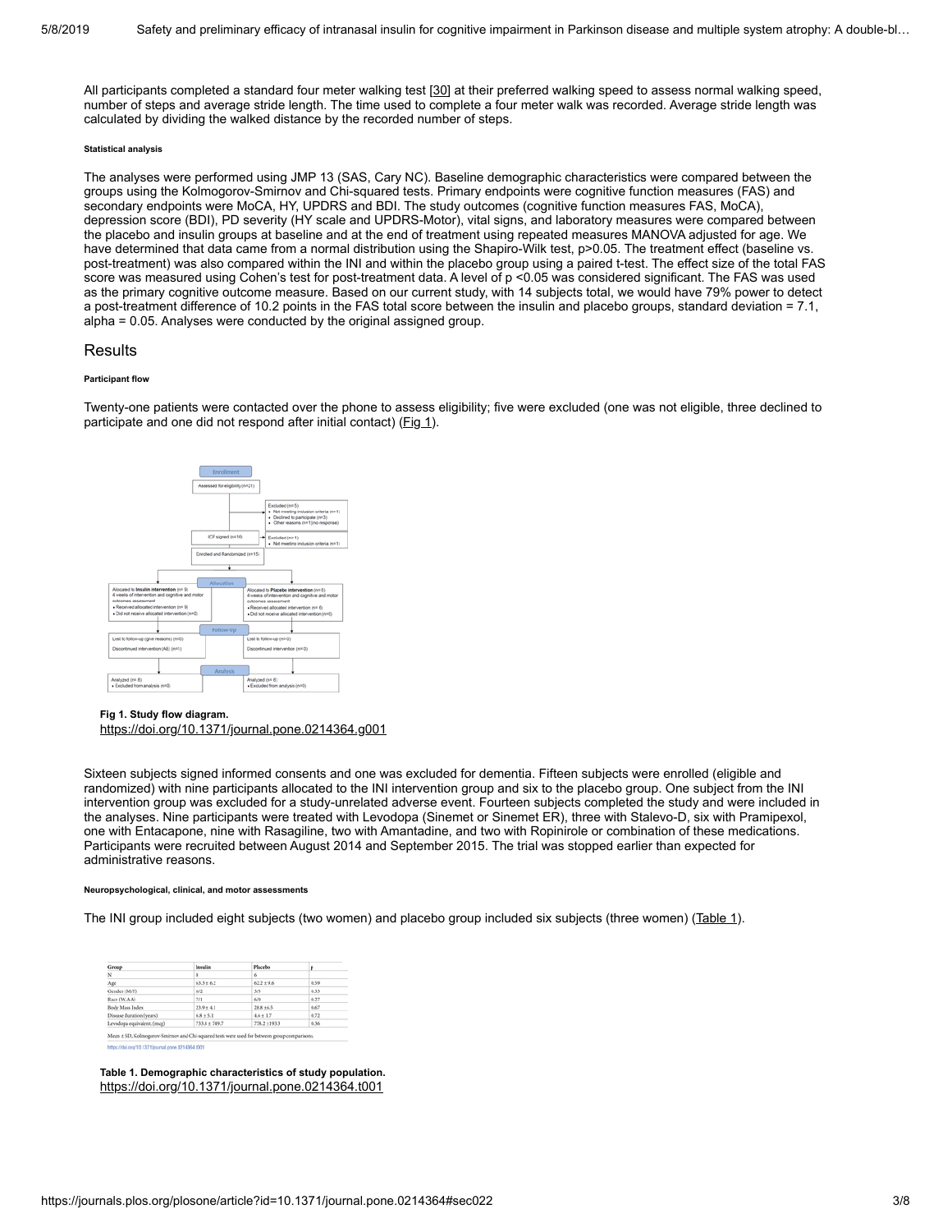All participants completed a standard four meter walking test [30] at their preferred walking speed to assess normal walking speed, number of steps and average stride length. The time used to complete a four meter walk was recorded. Average stride length was calculated by dividing the walked distance by the recorded number of steps.

#### Statistical analysis

The analyses were performed using JMP 13 (SAS, Cary NC). Baseline demographic characteristics were compared between the groups using the Kolmogorov-Smirnov and Chi-squared tests. Primary endpoints were cognitive function measures (FAS) and secondary endpoints were MoCA, HY, UPDRS and BDI. The study outcomes (cognitive function measures FAS, MoCA), depression score (BDI), PD severity (HY scale and UPDRS-Motor), vital signs, and laboratory measures were compared between the placebo and insulin groups at baseline and at the end of treatment using repeated measures MANOVA adjusted for age. We have determined that data came from a normal distribution using the Shapiro-Wilk test, $p>0.05$. The treatment effect (baseline vs. post-treatment) was also compared within the INI and within the placebo group using a paired t-test. The effect size of the total FAS score was measured using Cohen's test for post-treatment data. A level of $p<0.05$ was considered significant. The FAS was used as the primary cognitive outcome measure. Based on our current study, with 14 subjects total, we would have 79% power to detect a post-treatment difference of 10.2 points in the FAS total score between the insulin and placebo groups, standard deviation = 7.1, alpha = 0.05. Analyses were conducted by the original assigned group.

## Results

#### Participant flow

Twenty-one patients were contacted over the phone to assess eligibility; five were excluded (one was not eligible, three declined to participate and one did not respond after initial contact) (Fig 1).

**Fig 1. Study flow diagram.**
https://doi.org/10.1371/journal.pone.0214364.g001

Sixteen subjects signed informed consents and one was excluded for dementia. Fifteen subjects were enrolled (eligible and randomized) with nine participants allocated to the INI intervention group and six to the placebo group. One subject from the INI intervention group was excluded for a study-unrelated adverse event. Fourteen subjects completed the study and were included in the analyses. Nine participants were treated with Levodopa (Sinemet or Sinemet ER), three with Stalevo-D, six with Pramipexol, one with Entacapone, nine with Rasagiline, two with Amantadine, and two with Ropinirole or combination of these medications. Participants were recruited between August 2014 and September 2015. The trial was stopped earlier than expected for administrative reasons.

#### Neuropsychological, clinical, and motor assessments

The INI group included eight subjects (two women) and placebo group included six subjects (three women) (Table 1).

| Group | Insulin | Placebo | p |
|---|---|---|---|
| N | 8 | 6 | |
| Age | 63.3 ± 6.2 | 62.2 ± 9.6 | 0.59 |
| Gender (M/F) | 6/2 | 3/3 | 0.33 |
| Race (W/AA) | 7/1 | 6/0 | 0.27 |
| Body Mass Index | 23.9 ± 4.1 | 28.8 ±6.5 | 0.67 |
| Disease duration (years) | 6.8 ± 5.1 | 4.6 ± 1.7 | 0.72 |
| Levodopa equivalent (mcg) | 733.1 ± 749.7 | 778.2 ±193.3 | 0.36 |

Mean ± SD, Kolmogorov-Smirnov and Chi-squared tests were used for between group comparisons.

**Table 1. Demographic characteristics of study population.**
https://doi.org/10.1371/journal.pone.0214364.t001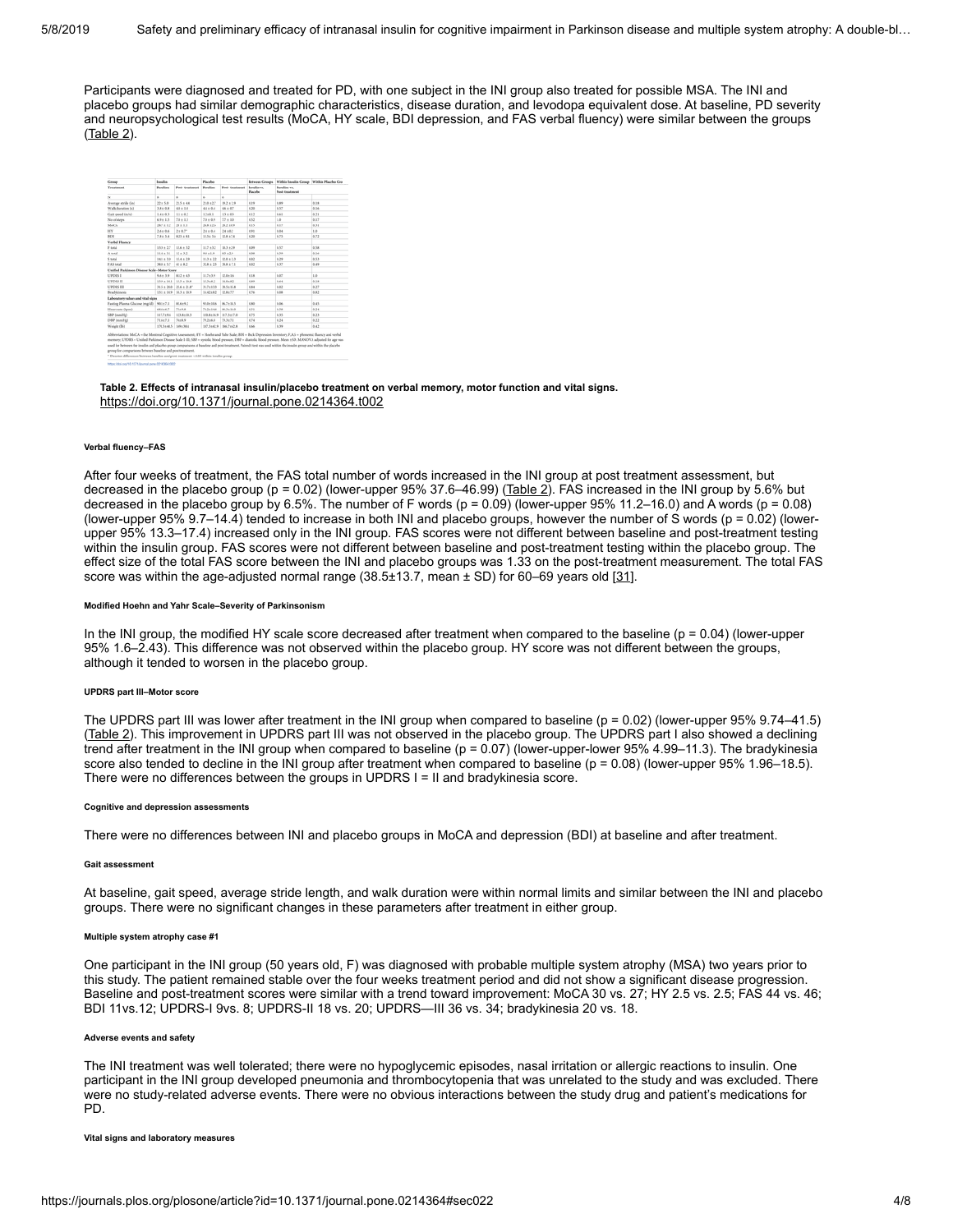Participants were diagnosed and treated for PD, with one subject in the INI group also treated for possible MSA. The INI and placebo groups had similar demographic characteristics, disease duration, and levodopa equivalent dose. At baseline, PD severity and neuropsychological test results (MoCA, HY scale, BDI depression, and FAS verbal fluency) were similar between the groups (Table 2).

**Table 2. Effects of intranasal insulin/placebo treatment on verbal memory, motor function and vital signs.**
https://doi.org/10.1371/journal.pone.0214364.t002

##### Verbal fluency–FAS

After four weeks of treatment, the FAS total number of words increased in the INI group at post treatment assessment, but decreased in the placebo group ($p = 0.02$) (lower-upper 95% 37.6–46.99) (Table 2). FAS increased in the INI group by 5.6% but decreased in the placebo group by 6.5%. The number of F words ($p = 0.09$) (lower-upper 95% 11.2–16.0) and A words ($p = 0.08$) (lower-upper 95% 9.7–14.4) tended to increase in both INI and placebo groups, however the number of S words ($p = 0.02$) (lower-upper 95% 13.3–17.4) increased only in the INI group. FAS scores were not different between baseline and post-treatment testing within the insulin group. FAS scores were not different between baseline and post-treatment testing within the placebo group. The effect size of the total FAS score between the INI and placebo groups was 1.33 on the post-treatment measurement. The total FAS score was within the age-adjusted normal range (38.5±13.7, mean ± SD) for 60–69 years old [31].

##### Modified Hoehn and Yahr Scale–Severity of Parkinsonism

In the INI group, the modified HY scale score decreased after treatment when compared to the baseline ($p = 0.04$) (lower-upper 95% 1.6–2.43). This difference was not observed within the placebo group. HY score was not different between the groups, although it tended to worsen in the placebo group.

##### UPDRS part III–Motor score

The UPDRS part III was lower after treatment in the INI group when compared to baseline ($p = 0.02$) (lower-upper 95% 9.74–41.5) (Table 2). This improvement in UPDRS part III was not observed in the placebo group. The UPDRS part I also showed a declining trend after treatment in the INI group when compared to baseline ($p = 0.07$) (lower-upper-lower 95% 4.99–11.3). The bradykinesia score also tended to decline in the INI group after treatment when compared to baseline ($p = 0.08$) (lower-upper 95% 1.96–18.5). There were no differences between the groups in UPDRS I = II and bradykinesia score.

##### Cognitive and depression assessments

There were no differences between INI and placebo groups in MoCA and depression (BDI) at baseline and after treatment.

##### Gait assessment

At baseline, gait speed, average stride length, and walk duration were within normal limits and similar between the INI and placebo groups. There were no significant changes in these parameters after treatment in either group.

##### Multiple system atrophy case #1

One participant in the INI group (50 years old, F) was diagnosed with probable multiple system atrophy (MSA) two years prior to this study. The patient remained stable over the four weeks treatment period and did not show a significant disease progression. Baseline and post-treatment scores were similar with a trend toward improvement: MoCA 30 vs. 27; HY 2.5 vs. 2.5; FAS 44 vs. 46; BDI 11vs.12; UPDRS-I 9vs. 8; UPDRS-II 18 vs. 20; UPDRS—III 36 vs. 34; bradykinesia 20 vs. 18.

##### Adverse events and safety

The INI treatment was well tolerated; there were no hypoglycemic episodes, nasal irritation or allergic reactions to insulin. One participant in the INI group developed pneumonia and thrombocytopenia that was unrelated to the study and was excluded. There were no study-related adverse events. There were no obvious interactions between the study drug and patient's medications for PD.

##### Vital signs and laboratory measures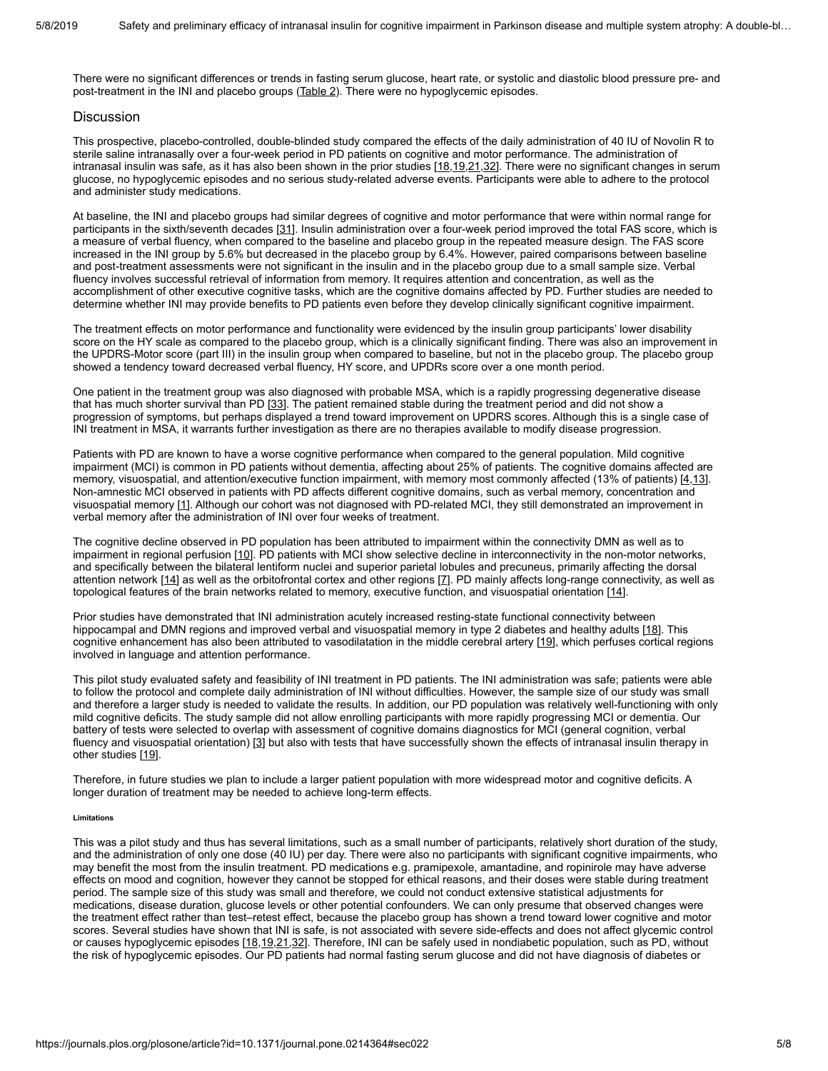There were no significant differences or trends in fasting serum glucose, heart rate, or systolic and diastolic blood pressure pre- and post-treatment in the INI and placebo groups (Table 2). There were no hypoglycemic episodes.

## Discussion

This prospective, placebo-controlled, double-blinded study compared the effects of the daily administration of 40 IU of Novolin R to sterile saline intranasally over a four-week period in PD patients on cognitive and motor performance. The administration of intranasal insulin was safe, as it has also been shown in the prior studies [18,19,21,32]. There were no significant changes in serum glucose, no hypoglycemic episodes and no serious study-related adverse events. Participants were able to adhere to the protocol and administer study medications.

At baseline, the INI and placebo groups had similar degrees of cognitive and motor performance that were within normal range for participants in the sixth/seventh decades [31]. Insulin administration over a four-week period improved the total FAS score, which is a measure of verbal fluency, when compared to the baseline and placebo group in the repeated measure design. The FAS score increased in the INI group by 5.6% but decreased in the placebo group by 6.4%. However, paired comparisons between baseline and post-treatment assessments were not significant in the insulin and in the placebo group due to a small sample size. Verbal fluency involves successful retrieval of information from memory. It requires attention and concentration, as well as the accomplishment of other executive cognitive tasks, which are the cognitive domains affected by PD. Further studies are needed to determine whether INI may provide benefits to PD patients even before they develop clinically significant cognitive impairment.

The treatment effects on motor performance and functionality were evidenced by the insulin group participants' lower disability score on the HY scale as compared to the placebo group, which is a clinically significant finding. There was also an improvement in the UPDRS-Motor score (part III) in the insulin group when compared to baseline, but not in the placebo group. The placebo group showed a tendency toward decreased verbal fluency, HY score, and UPDRs score over a one month period.

One patient in the treatment group was also diagnosed with probable MSA, which is a rapidly progressing degenerative disease that has much shorter survival than PD [33]. The patient remained stable during the treatment period and did not show a progression of symptoms, but perhaps displayed a trend toward improvement on UPDRS scores. Although this is a single case of INI treatment in MSA, it warrants further investigation as there are no therapies available to modify disease progression.

Patients with PD are known to have a worse cognitive performance when compared to the general population. Mild cognitive impairment (MCI) is common in PD patients without dementia, affecting about 25% of patients. The cognitive domains affected are memory, visuospatial, and attention/executive function impairment, with memory most commonly affected (13% of patients) [4,13]. Non-amnestic MCI observed in patients with PD affects different cognitive domains, such as verbal memory, concentration and visuospatial memory [1]. Although our cohort was not diagnosed with PD-related MCI, they still demonstrated an improvement in verbal memory after the administration of INI over four weeks of treatment.

The cognitive decline observed in PD population has been attributed to impairment within the connectivity DMN as well as to impairment in regional perfusion [10]. PD patients with MCI show selective decline in interconnectivity in the non-motor networks, and specifically between the bilateral lentiform nuclei and superior parietal lobules and precuneus, primarily affecting the dorsal attention network [14] as well as the orbitofrontal cortex and other regions [7]. PD mainly affects long-range connectivity, as well as topological features of the brain networks related to memory, executive function, and visuospatial orientation [14].

Prior studies have demonstrated that INI administration acutely increased resting-state functional connectivity between hippocampal and DMN regions and improved verbal and visuospatial memory in type 2 diabetes and healthy adults [18]. This cognitive enhancement has also been attributed to vasodilatation in the middle cerebral artery [19], which perfuses cortical regions involved in language and attention performance.

This pilot study evaluated safety and feasibility of INI treatment in PD patients. The INI administration was safe; patients were able to follow the protocol and complete daily administration of INI without difficulties. However, the sample size of our study was small and therefore a larger study is needed to validate the results. In addition, our PD population was relatively well-functioning with only mild cognitive deficits. The study sample did not allow enrolling participants with more rapidly progressing MCI or dementia. Our battery of tests were selected to overlap with assessment of cognitive domains diagnostics for MCI (general cognition, verbal fluency and visuospatial orientation) [3] but also with tests that have successfully shown the effects of intranasal insulin therapy in other studies [19].

Therefore, in future studies we plan to include a larger patient population with more widespread motor and cognitive deficits. A longer duration of treatment may be needed to achieve long-term effects.

#### Limitations

This was a pilot study and thus has several limitations, such as a small number of participants, relatively short duration of the study, and the administration of only one dose (40 IU) per day. There were also no participants with significant cognitive impairments, who may benefit the most from the insulin treatment. PD medications e.g. pramipexole, amantadine, and ropinirole may have adverse effects on mood and cognition, however they cannot be stopped for ethical reasons, and their doses were stable during treatment period. The sample size of this study was small and therefore, we could not conduct extensive statistical adjustments for medications, disease duration, glucose levels or other potential confounders. We can only presume that observed changes were the treatment effect rather than test–retest effect, because the placebo group has shown a trend toward lower cognitive and motor scores. Several studies have shown that INI is safe, is not associated with severe side-effects and does not affect glycemic control or causes hypoglycemic episodes [18,19,21,32]. Therefore, INI can be safely used in nondiabetic population, such as PD, without the risk of hypoglycemic episodes. Our PD patients had normal fasting serum glucose and did not have diagnosis of diabetes or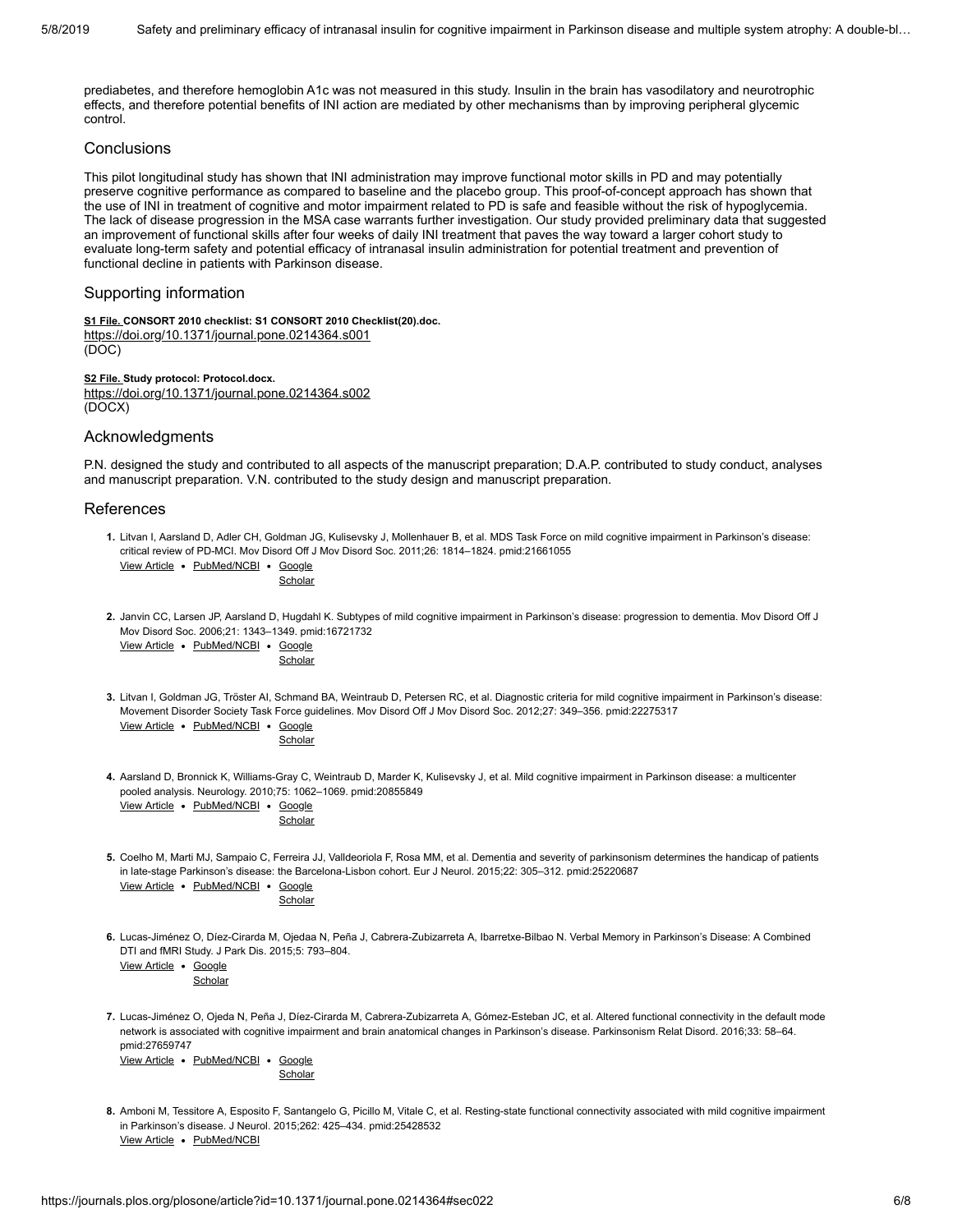prediabetes, and therefore hemoglobin A1c was not measured in this study. Insulin in the brain has vasodilatory and neurotrophic effects, and therefore potential benefits of INI action are mediated by other mechanisms than by improving peripheral glycemic control.

## Conclusions

This pilot longitudinal study has shown that INI administration may improve functional motor skills in PD and may potentially preserve cognitive performance as compared to baseline and the placebo group. This proof-of-concept approach has shown that the use of INI in treatment of cognitive and motor impairment related to PD is safe and feasible without the risk of hypoglycemia. The lack of disease progression in the MSA case warrants further investigation. Our study provided preliminary data that suggested an improvement of functional skills after four weeks of daily INI treatment that paves the way toward a larger cohort study to evaluate long-term safety and potential efficacy of intranasal insulin administration for potential treatment and prevention of functional decline in patients with Parkinson disease.

## Supporting information

**S1 File. CONSORT 2010 checklist: S1 CONSORT 2010 Checklist(20).doc.**
https://doi.org/10.1371/journal.pone.0214364.s001
(DOC)

**S2 File. Study protocol: Protocol.docx.**
https://doi.org/10.1371/journal.pone.0214364.s002
(DOCX)

## Acknowledgments

P.N. designed the study and contributed to all aspects of the manuscript preparation; D.A.P. contributed to study conduct, analyses and manuscript preparation. V.N. contributed to the study design and manuscript preparation.

## References

1. Litvan I, Aarsland D, Adler CH, Goldman JG, Kulisevsky J, Mollenhauer B, et al. MDS Task Force on mild cognitive impairment in Parkinson's disease: critical review of PD-MCI. Mov Disord Off J Mov Disord Soc. 2011;26: 1814–1824. pmid:21661055
   View Article • PubMed/NCBI • Google Scholar

2. Janvin CC, Larsen JP, Aarsland D, Hugdahl K. Subtypes of mild cognitive impairment in Parkinson's disease: progression to dementia. Mov Disord Off J Mov Disord Soc. 2006;21: 1343–1349. pmid:16721732
   View Article • PubMed/NCBI • Google Scholar

3. Litvan I, Goldman JG, Tröster AI, Schmand BA, Weintraub D, Petersen RC, et al. Diagnostic criteria for mild cognitive impairment in Parkinson's disease: Movement Disorder Society Task Force guidelines. Mov Disord Off J Mov Disord Soc. 2012;27: 349–356. pmid:22275317
   View Article • PubMed/NCBI • Google Scholar

4. Aarsland D, Bronnick K, Williams-Gray C, Weintraub D, Marder K, Kulisevsky J, et al. Mild cognitive impairment in Parkinson disease: a multicenter pooled analysis. Neurology. 2010;75: 1062–1069. pmid:20855849
   View Article • PubMed/NCBI • Google Scholar

5. Coelho M, Marti MJ, Sampaio C, Ferreira JJ, Valldeoriola F, Rosa MM, et al. Dementia and severity of parkinsonism determines the handicap of patients in late-stage Parkinson's disease: the Barcelona-Lisbon cohort. Eur J Neurol. 2015;22: 305–312. pmid:25220687
   View Article • PubMed/NCBI • Google Scholar

6. Lucas-Jiménez O, Díez-Cirarda M, Ojedaa N, Peña J, Cabrera-Zubizarreta A, Ibarretxe-Bilbao N. Verbal Memory in Parkinson's Disease: A Combined DTI and fMRI Study. J Park Dis. 2015;5: 793–804.
   View Article • Google Scholar

7. Lucas-Jiménez O, Ojeda N, Peña J, Díez-Cirarda M, Cabrera-Zubizarreta A, Gómez-Esteban JC, et al. Altered functional connectivity in the default mode network is associated with cognitive impairment and brain anatomical changes in Parkinson's disease. Parkinsonism Relat Disord. 2016;33: 58–64. pmid:27659747
   View Article • PubMed/NCBI • Google Scholar

8. Amboni M, Tessitore A, Esposito F, Santangelo G, Picillo M, Vitale C, et al. Resting-state functional connectivity associated with mild cognitive impairment in Parkinson's disease. J Neurol. 2015;262: 425–434. pmid:25428532
   View Article • PubMed/NCBI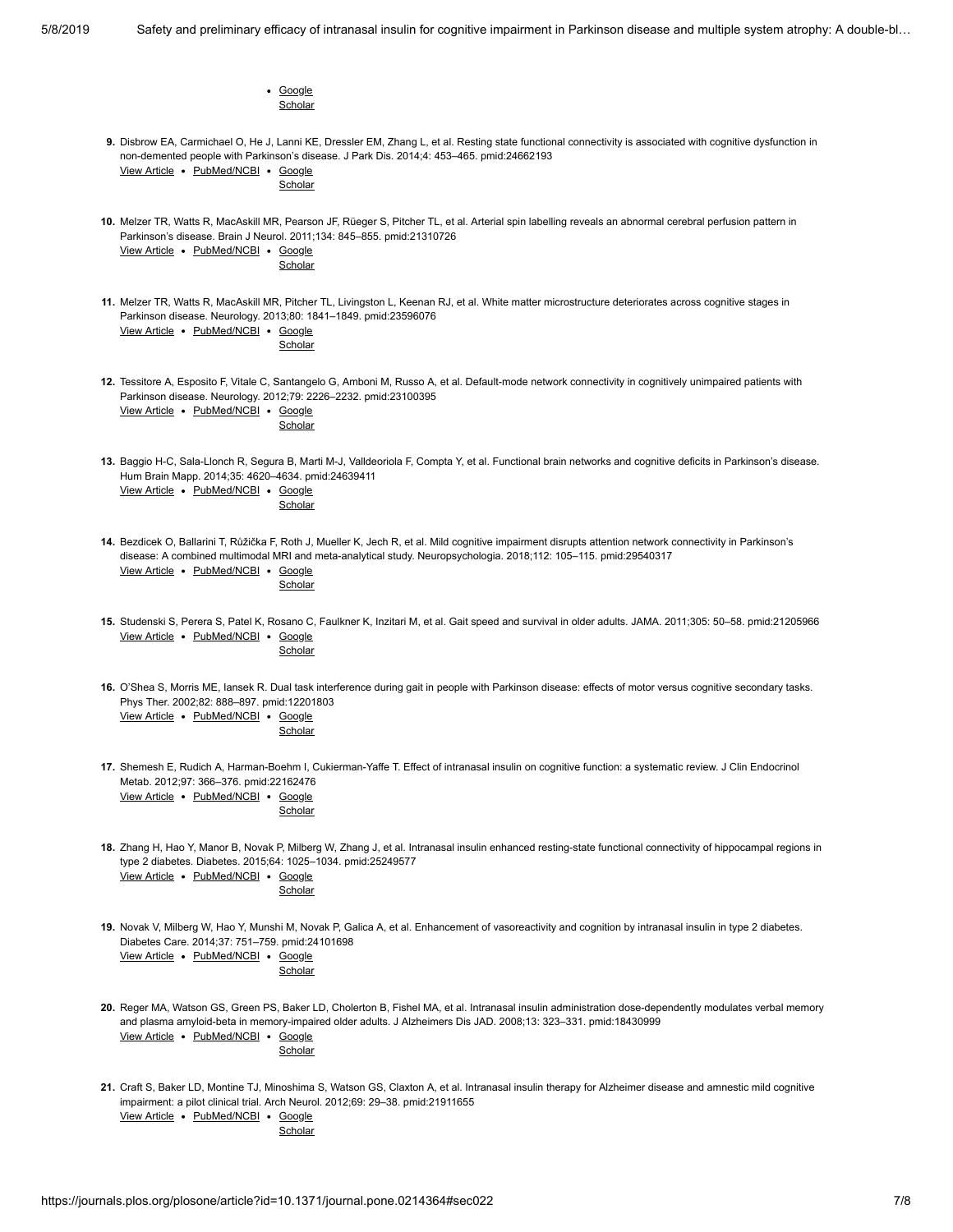- Google Scholar

9. Disbrow EA, Carmichael O, He J, Lanni KE, Dressler EM, Zhang L, et al. Resting state functional connectivity is associated with cognitive dysfunction in non-demented people with Parkinson's disease. J Park Dis. 2014;4: 453–465. pmid:24662193
   View Article • PubMed/NCBI • Google Scholar

10. Melzer TR, Watts R, MacAskill MR, Pearson JF, Rüeger S, Pitcher TL, et al. Arterial spin labelling reveals an abnormal cerebral perfusion pattern in Parkinson's disease. Brain J Neurol. 2011;134: 845–855. pmid:21310726
    View Article • PubMed/NCBI • Google Scholar

11. Melzer TR, Watts R, MacAskill MR, Pitcher TL, Livingston L, Keenan RJ, et al. White matter microstructure deteriorates across cognitive stages in Parkinson disease. Neurology. 2013;80: 1841–1849. pmid:23596076
    View Article • PubMed/NCBI • Google Scholar

12. Tessitore A, Esposito F, Vitale C, Santangelo G, Amboni M, Russo A, et al. Default-mode network connectivity in cognitively unimpaired patients with Parkinson disease. Neurology. 2012;79: 2226–2232. pmid:23100395
    View Article • PubMed/NCBI • Google Scholar

13. Baggio H-C, Sala-Llonch R, Segura B, Marti M-J, Valldeoriola F, Compta Y, et al. Functional brain networks and cognitive deficits in Parkinson's disease. Hum Brain Mapp. 2014;35: 4620–4634. pmid:24639411
    View Article • PubMed/NCBI • Google Scholar

14. Bezdicek O, Ballarini T, Růžička F, Roth J, Mueller K, Jech R, et al. Mild cognitive impairment disrupts attention network connectivity in Parkinson's disease: A combined multimodal MRI and meta-analytical study. Neuropsychologia. 2018;112: 105–115. pmid:29540317
    View Article • PubMed/NCBI • Google Scholar

15. Studenski S, Perera S, Patel K, Rosano C, Faulkner K, Inzitari M, et al. Gait speed and survival in older adults. JAMA. 2011;305: 50–58. pmid:21205966
    View Article • PubMed/NCBI • Google Scholar

16. O'Shea S, Morris ME, Iansek R. Dual task interference during gait in people with Parkinson disease: effects of motor versus cognitive secondary tasks. Phys Ther. 2002;82: 888–897. pmid:12201803
    View Article • PubMed/NCBI • Google Scholar

17. Shemesh E, Rudich A, Harman-Boehm I, Cukierman-Yaffe T. Effect of intranasal insulin on cognitive function: a systematic review. J Clin Endocrinol Metab. 2012;97: 366–376. pmid:22162476
    View Article • PubMed/NCBI • Google Scholar

18. Zhang H, Hao Y, Manor B, Novak P, Milberg W, Zhang J, et al. Intranasal insulin enhanced resting-state functional connectivity of hippocampal regions in type 2 diabetes. Diabetes. 2015;64: 1025–1034. pmid:25249577
    View Article • PubMed/NCBI • Google Scholar

19. Novak V, Milberg W, Hao Y, Munshi M, Novak P, Galica A, et al. Enhancement of vasoreactivity and cognition by intranasal insulin in type 2 diabetes. Diabetes Care. 2014;37: 751–759. pmid:24101698
    View Article • PubMed/NCBI • Google Scholar

20. Reger MA, Watson GS, Green PS, Baker LD, Cholerton B, Fishel MA, et al. Intranasal insulin administration dose-dependently modulates verbal memory and plasma amyloid-beta in memory-impaired older adults. J Alzheimers Dis JAD. 2008;13: 323–331. pmid:18430999
    View Article • PubMed/NCBI • Google Scholar

21. Craft S, Baker LD, Montine TJ, Minoshima S, Watson GS, Claxton A, et al. Intranasal insulin therapy for Alzheimer disease and amnestic mild cognitive impairment: a pilot clinical trial. Arch Neurol. 2012;69: 29–38. pmid:21911655
    View Article • PubMed/NCBI • Google Scholar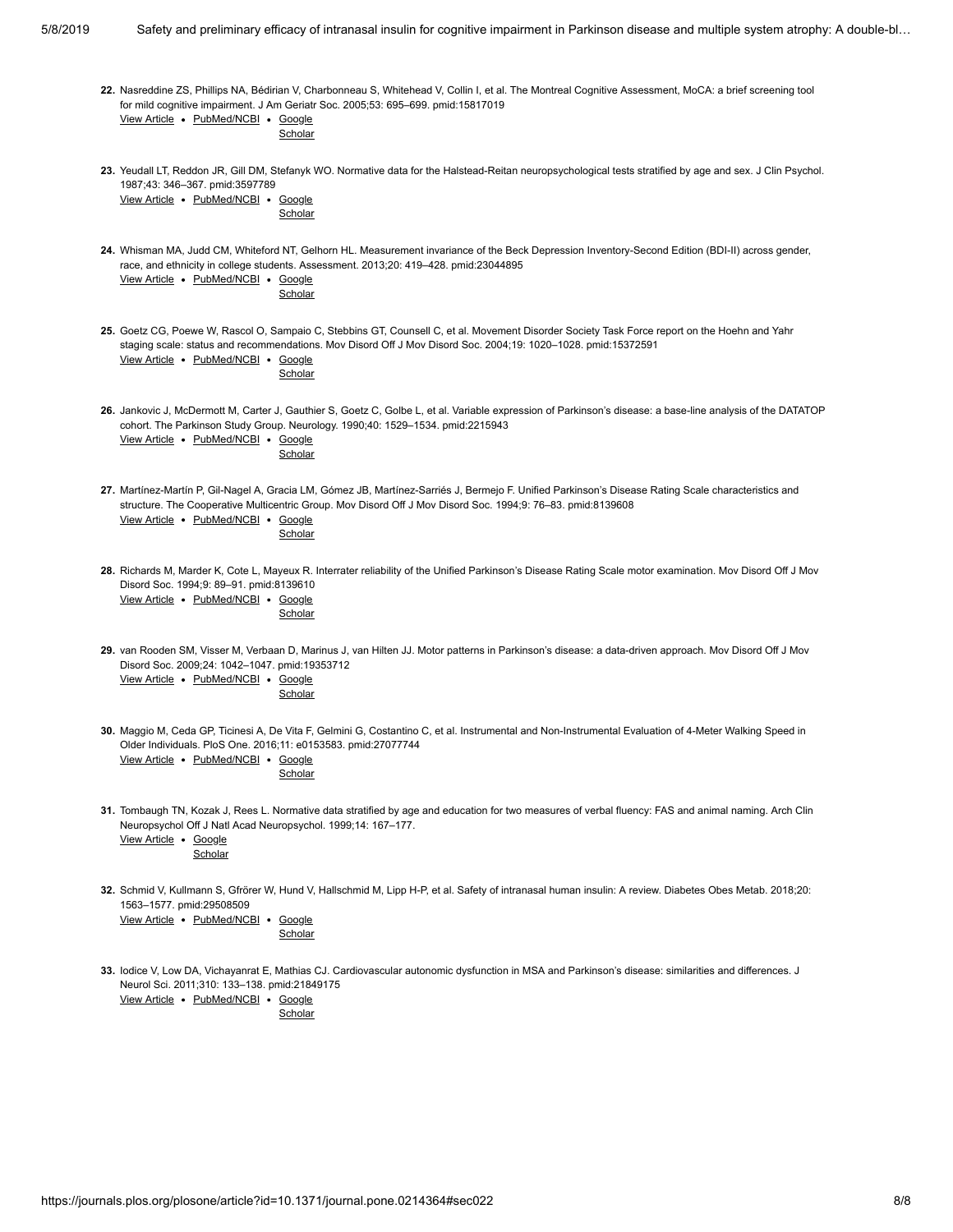22. Nasreddine ZS, Phillips NA, Bédirian V, Charbonneau S, Whitehead V, Collin I, et al. The Montreal Cognitive Assessment, MoCA: a brief screening tool for mild cognitive impairment. J Am Geriatr Soc. 2005;53: 695–699. pmid:15817019
View Article • PubMed/NCBI • Google Scholar

23. Yeudall LT, Reddon JR, Gill DM, Stefanyk WO. Normative data for the Halstead-Reitan neuropsychological tests stratified by age and sex. J Clin Psychol. 1987;43: 346–367. pmid:3597789
View Article • PubMed/NCBI • Google Scholar

24. Whisman MA, Judd CM, Whiteford NT, Gelhorn HL. Measurement invariance of the Beck Depression Inventory-Second Edition (BDI-II) across gender, race, and ethnicity in college students. Assessment. 2013;20: 419–428. pmid:23044895
View Article • PubMed/NCBI • Google Scholar

25. Goetz CG, Poewe W, Rascol O, Sampaio C, Stebbins GT, Counsell C, et al. Movement Disorder Society Task Force report on the Hoehn and Yahr staging scale: status and recommendations. Mov Disord Off J Mov Disord Soc. 2004;19: 1020–1028. pmid:15372591
View Article • PubMed/NCBI • Google Scholar

26. Jankovic J, McDermott M, Carter J, Gauthier S, Goetz C, Golbe L, et al. Variable expression of Parkinson's disease: a base-line analysis of the DATATOP cohort. The Parkinson Study Group. Neurology. 1990;40: 1529–1534. pmid:2215943
View Article • PubMed/NCBI • Google Scholar

27. Martínez-Martín P, Gil-Nagel A, Gracia LM, Gómez JB, Martínez-Sarriés J, Bermejo F. Unified Parkinson's Disease Rating Scale characteristics and structure. The Cooperative Multicentric Group. Mov Disord Off J Mov Disord Soc. 1994;9: 76–83. pmid:8139608
View Article • PubMed/NCBI • Google Scholar

28. Richards M, Marder K, Cote L, Mayeux R. Interrater reliability of the Unified Parkinson's Disease Rating Scale motor examination. Mov Disord Off J Mov Disord Soc. 1994;9: 89–91. pmid:8139610
View Article • PubMed/NCBI • Google Scholar

29. van Rooden SM, Visser M, Verbaan D, Marinus J, van Hilten JJ. Motor patterns in Parkinson's disease: a data-driven approach. Mov Disord Off J Mov Disord Soc. 2009;24: 1042–1047. pmid:19353712
View Article • PubMed/NCBI • Google Scholar

30. Maggio M, Ceda GP, Ticinesi A, De Vita F, Gelmini G, Costantino C, et al. Instrumental and Non-Instrumental Evaluation of 4-Meter Walking Speed in Older Individuals. PloS One. 2016;11: e0153583. pmid:27077744
View Article • PubMed/NCBI • Google Scholar

31. Tombaugh TN, Kozak J, Rees L. Normative data stratified by age and education for two measures of verbal fluency: FAS and animal naming. Arch Clin Neuropsychol Off J Natl Acad Neuropsychol. 1999;14: 167–177.
View Article • Google Scholar

32. Schmid V, Kullmann S, Gfrörer W, Hund V, Hallschmid M, Lipp H-P, et al. Safety of intranasal human insulin: A review. Diabetes Obes Metab. 2018;20: 1563–1577. pmid:29508509
View Article • PubMed/NCBI • Google Scholar

33. Iodice V, Low DA, Vichayanrat E, Mathias CJ. Cardiovascular autonomic dysfunction in MSA and Parkinson's disease: similarities and differences. J Neurol Sci. 2011;310: 133–138. pmid:21849175
View Article • PubMed/NCBI • Google Scholar